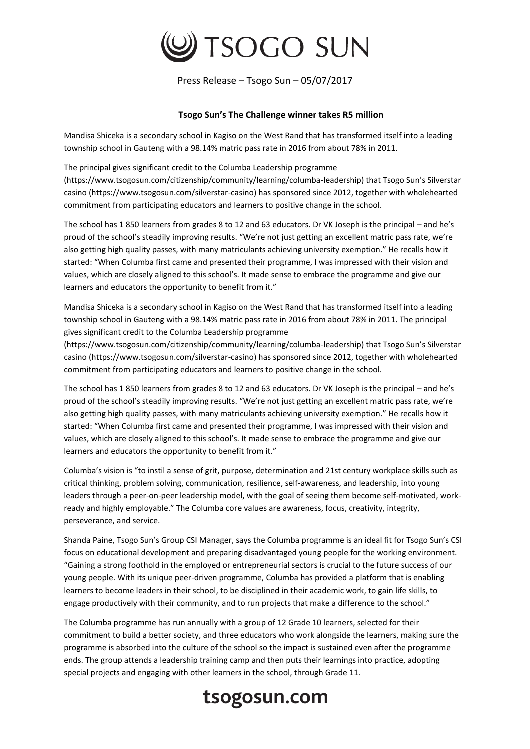Press Release – Tsogo Sun – 05/07/2017

**Tsogo Sun's The Challenge winner takes R5 million**

Mandisa Shiceka is a secondary school in Kagiso on the West Rand that has transformed itself into a leading township school in Gauteng with a 98.14% matric pass rate in 2016 from about 78% in 2011.

The principal gives significant credit to the Columba Leadership programme (https://www.tsogosun.com/citizenship/community/learning/columba-leadership) that Tsogo Sun's Silverstar casino (https://www.tsogosun.com/silverstar-casino) has sponsored since 2012, together with wholehearted commitment from participating educators and learners to positive change in the school.

The school has 1 850 learners from grades 8 to 12 and 63 educators. Dr VK Joseph is the principal – and he's proud of the school's steadily improving results. "We're not just getting an excellent matric pass rate, we're also getting high quality passes, with many matriculants achieving university exemption." He recalls how it started: "When Columba first came and presented their programme, I was impressed with their vision and values, which are closely aligned to this school's. It made sense to embrace the programme and give our learners and educators the opportunity to benefit from it."

Mandisa Shiceka is a secondary school in Kagiso on the West Rand that has transformed itself into a leading township school in Gauteng with a 98.14% matric pass rate in 2016 from about 78% in 2011. The principal gives significant credit to the Columba Leadership programme (https://www.tsogosun.com/citizenship/community/learning/columba-leadership) that Tsogo Sun's Silverstar casino (https://www.tsogosun.com/silverstar-casino) has sponsored since 2012, together with wholehearted commitment from participating educators and learners to positive change in the school.

The school has 1 850 learners from grades 8 to 12 and 63 educators. Dr VK Joseph is the principal – and he's proud of the school's steadily improving results. "We're not just getting an excellent matric pass rate, we're also getting high quality passes, with many matriculants achieving university exemption." He recalls how it started: "When Columba first came and presented their programme, I was impressed with their vision and values, which are closely aligned to this school's. It made sense to embrace the programme and give our learners and educators the opportunity to benefit from it."

Columba's vision is "to instil a sense of grit, purpose, determination and 21st century workplace skills such as critical thinking, problem solving, communication, resilience, self-awareness, and leadership, into young leaders through a peer-on-peer leadership model, with the goal of seeing them become self-motivated, work-ready and highly employable." The Columba core values are awareness, focus, creativity, integrity, perseverance, and service.

Shanda Paine, Tsogo Sun's Group CSI Manager, says the Columba programme is an ideal fit for Tsogo Sun's CSI focus on educational development and preparing disadvantaged young people for the working environment. "Gaining a strong foothold in the employed or entrepreneurial sectors is crucial to the future success of our young people. With its unique peer-driven programme, Columba has provided a platform that is enabling learners to become leaders in their school, to be disciplined in their academic work, to gain life skills, to engage productively with their community, and to run projects that make a difference to the school."

The Columba programme has run annually with a group of 12 Grade 10 learners, selected for their commitment to build a better society, and three educators who work alongside the learners, making sure the programme is absorbed into the culture of the school so the impact is sustained even after the programme ends. The group attends a leadership training camp and then puts their learnings into practice, adopting special projects and engaging with other learners in the school, through Grade 11.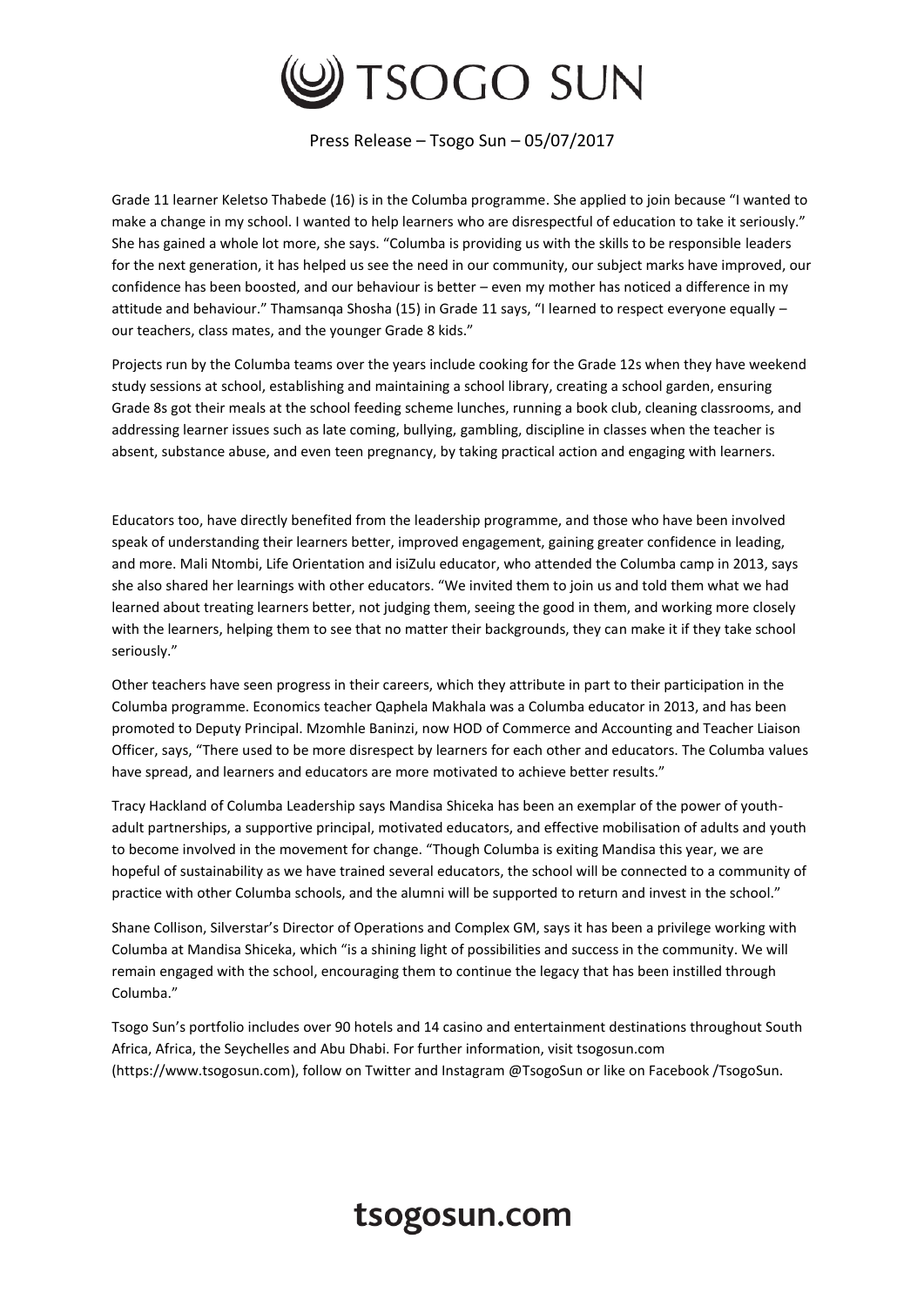Grade 11 learner Keletso Thabede (16) is in the Columba programme. She applied to join because "I wanted to make a change in my school. I wanted to help learners who are disrespectful of education to take it seriously." She has gained a whole lot more, she says. "Columba is providing us with the skills to be responsible leaders for the next generation, it has helped us see the need in our community, our subject marks have improved, our confidence has been boosted, and our behaviour is better – even my mother has noticed a difference in my attitude and behaviour." Thamsanqa Shosha (15) in Grade 11 says, "I learned to respect everyone equally – our teachers, class mates, and the younger Grade 8 kids."

Projects run by the Columba teams over the years include cooking for the Grade 12s when they have weekend study sessions at school, establishing and maintaining a school library, creating a school garden, ensuring Grade 8s got their meals at the school feeding scheme lunches, running a book club, cleaning classrooms, and addressing learner issues such as late coming, bullying, gambling, discipline in classes when the teacher is absent, substance abuse, and even teen pregnancy, by taking practical action and engaging with learners.

Educators too, have directly benefited from the leadership programme, and those who have been involved speak of understanding their learners better, improved engagement, gaining greater confidence in leading, and more. Mali Ntombi, Life Orientation and isiZulu educator, who attended the Columba camp in 2013, says she also shared her learnings with other educators. "We invited them to join us and told them what we had learned about treating learners better, not judging them, seeing the good in them, and working more closely with the learners, helping them to see that no matter their backgrounds, they can make it if they take school seriously."

Other teachers have seen progress in their careers, which they attribute in part to their participation in the Columba programme. Economics teacher Qaphela Makhala was a Columba educator in 2013, and has been promoted to Deputy Principal. Mzomhle Baninzi, now HOD of Commerce and Accounting and Teacher Liaison Officer, says, "There used to be more disrespect by learners for each other and educators. The Columba values have spread, and learners and educators are more motivated to achieve better results."

Tracy Hackland of Columba Leadership says Mandisa Shiceka has been an exemplar of the power of youth-adult partnerships, a supportive principal, motivated educators, and effective mobilisation of adults and youth to become involved in the movement for change. "Though Columba is exiting Mandisa this year, we are hopeful of sustainability as we have trained several educators, the school will be connected to a community of practice with other Columba schools, and the alumni will be supported to return and invest in the school."

Shane Collison, Silverstar's Director of Operations and Complex GM, says it has been a privilege working with Columba at Mandisa Shiceka, which "is a shining light of possibilities and success in the community. We will remain engaged with the school, encouraging them to continue the legacy that has been instilled through Columba."

Tsogo Sun's portfolio includes over 90 hotels and 14 casino and entertainment destinations throughout South Africa, Africa, the Seychelles and Abu Dhabi. For further information, visit tsogosun.com (https://www.tsogosun.com), follow on Twitter and Instagram @TsogoSun or like on Facebook /TsogoSun.